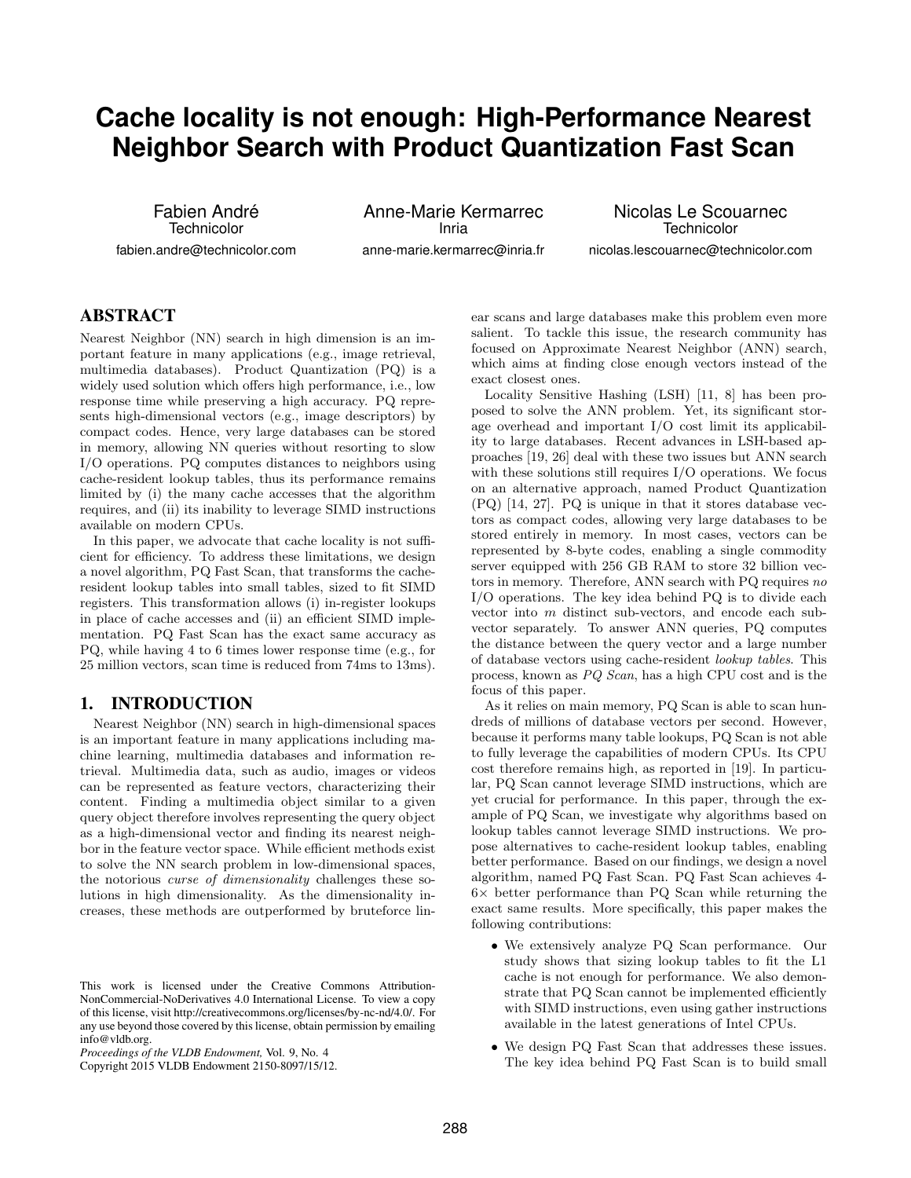# Cache locality is not enough: High-Performance Nearest Neighbor Search with Product Quantization Fast Scan

Fabien André
Technicolor
fabien.andre@technicolor.com

Anne-Marie Kermarrec
Inria
anne-marie.kermarrec@inria.fr

Nicolas Le Scouarnec
Technicolor
nicolas.lescouarnec@technicolor.com

## ABSTRACT

Nearest Neighbor (NN) search in high dimension is an important feature in many applications (e.g., image retrieval, multimedia databases). Product Quantization (PQ) is a widely used solution which offers high performance, i.e., low response time while preserving a high accuracy. PQ represents high-dimensional vectors (e.g., image descriptors) by compact codes. Hence, very large databases can be stored in memory, allowing NN queries without resorting to slow I/O operations. PQ computes distances to neighbors using cache-resident lookup tables, thus its performance remains limited by (i) the many cache accesses that the algorithm requires, and (ii) its inability to leverage SIMD instructions available on modern CPUs.

In this paper, we advocate that cache locality is not sufficient for efficiency. To address these limitations, we design a novel algorithm, PQ Fast Scan, that transforms the cache-resident lookup tables into small tables, sized to fit SIMD registers. This transformation allows (i) in-register lookups in place of cache accesses and (ii) an efficient SIMD implementation. PQ Fast Scan has the exact same accuracy as PQ, while having 4 to 6 times lower response time (e.g., for 25 million vectors, scan time is reduced from 74ms to 13ms).

## 1. INTRODUCTION

Nearest Neighbor (NN) search in high-dimensional spaces is an important feature in many applications including machine learning, multimedia databases and information retrieval. Multimedia data, such as audio, images or videos can be represented as feature vectors, characterizing their content. Finding a multimedia object similar to a given query object therefore involves representing the query object as a high-dimensional vector and finding its nearest neighbor in the feature vector space. While efficient methods exist to solve the NN search problem in low-dimensional spaces, the notorious *curse of dimensionality* challenges these solutions in high dimensionality. As the dimensionality increases, these methods are outperformed by bruteforce linear scans and large databases make this problem even more salient. To tackle this issue, the research community has focused on Approximate Nearest Neighbor (ANN) search, which aims at finding close enough vectors instead of the exact closest ones.

Locality Sensitive Hashing (LSH) [11, 8] has been proposed to solve the ANN problem. Yet, its significant storage overhead and important I/O cost limit its applicability to large databases. Recent advances in LSH-based approaches [19, 26] deal with these two issues but ANN search with these solutions still requires I/O operations. We focus on an alternative approach, named Product Quantization (PQ) [14, 27]. PQ is unique in that it stores database vectors as compact codes, allowing very large databases to be stored entirely in memory. In most cases, vectors can be represented by 8-byte codes, enabling a single commodity server equipped with 256 GB RAM to store 32 billion vectors in memory. Therefore, ANN search with PQ requires *no* I/O operations. The key idea behind PQ is to divide each vector into $m$ distinct sub-vectors, and encode each sub-vector separately. To answer ANN queries, PQ computes the distance between the query vector and a large number of database vectors using cache-resident *lookup tables*. This process, known as *PQ Scan*, has a high CPU cost and is the focus of this paper.

As it relies on main memory, PQ Scan is able to scan hundreds of millions of database vectors per second. However, because it performs many table lookups, PQ Scan is not able to fully leverage the capabilities of modern CPUs. Its CPU cost therefore remains high, as reported in [19]. In particular, PQ Scan cannot leverage SIMD instructions, which are yet crucial for performance. In this paper, through the example of PQ Scan, we investigate why algorithms based on lookup tables cannot leverage SIMD instructions. We propose alternatives to cache-resident lookup tables, enabling better performance. Based on our findings, we design a novel algorithm, named PQ Fast Scan. PQ Fast Scan achieves 4-6× better performance than PQ Scan while returning the exact same results. More specifically, this paper makes the following contributions:

- We extensively analyze PQ Scan performance. Our study shows that sizing lookup tables to fit the L1 cache is not enough for performance. We also demonstrate that PQ Scan cannot be implemented efficiently with SIMD instructions, even using gather instructions available in the latest generations of Intel CPUs.
- We design PQ Fast Scan that addresses these issues. The key idea behind PQ Fast Scan is to build small

This work is licensed under the Creative Commons Attribution-NonCommercial-NoDerivatives 4.0 International License. To view a copy of this license, visit http://creativecommons.org/licenses/by-nc-nd/4.0/. For any use beyond those covered by this license, obtain permission by emailing info@vldb.org.
*Proceedings of the VLDB Endowment,* Vol. 9, No. 4
Copyright 2015 VLDB Endowment 2150-8097/15/12.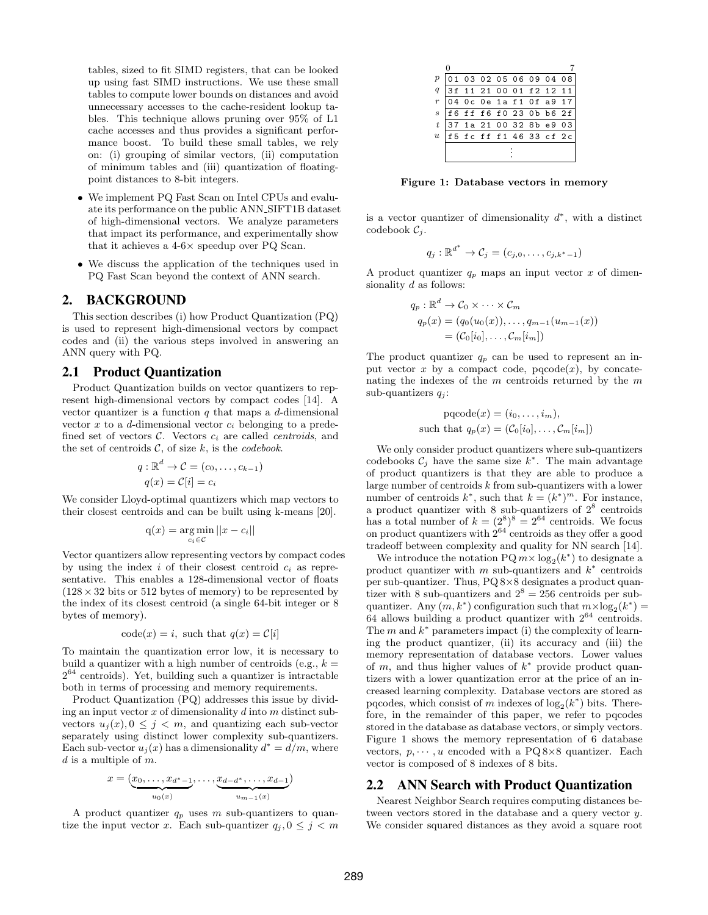tables, sized to fit SIMD registers, that can be looked up using fast SIMD instructions. We use these small tables to compute lower bounds on distances and avoid unnecessary accesses to the cache-resident lookup tables. This technique allows pruning over 95% of L1 cache accesses and thus provides a significant performance boost. To build these small tables, we rely on: (i) grouping of similar vectors, (ii) computation of minimum tables and (iii) quantization of floating-point distances to 8-bit integers.

- We implement PQ Fast Scan on Intel CPUs and evaluate its performance on the public ANN_SIFT1B dataset of high-dimensional vectors. We analyze parameters that impact its performance, and experimentally show that it achieves a 4-6× speedup over PQ Scan.
- We discuss the application of the techniques used in PQ Fast Scan beyond the context of ANN search.

## 2. BACKGROUND

This section describes (i) how Product Quantization (PQ) is used to represent high-dimensional vectors by compact codes and (ii) the various steps involved in answering an ANN query with PQ.

### 2.1 Product Quantization

Product Quantization builds on vector quantizers to represent high-dimensional vectors by compact codes [14]. A vector quantizer is a function $q$ that maps a $d$-dimensional vector $x$ to a $d$-dimensional vector $c_i$ belonging to a predefined set of vectors $\mathcal{C}$. Vectors $c_i$ are called *centroids*, and the set of centroids $\mathcal{C}$, of size $k$, is the *codebook*.

$$q : \mathbb{R}^d \to \mathcal{C} = (c_0, \ldots, c_{k-1})$$
$$q(x) = \mathcal{C}[i] = c_i$$

We consider Lloyd-optimal quantizers which map vectors to their closest centroids and can be built using k-means [20].

$$\text{q}(x) = \underset{c_i \in \mathcal{C}}{\arg\min}\, ||x - c_i||$$

Vector quantizers allow representing vectors by compact codes by using the index $i$ of their closest centroid $c_i$ as representative. This enables a 128-dimensional vector of floats ($128 \times 32$ bits or 512 bytes of memory) to be represented by the index of its closest centroid (a single 64-bit integer or 8 bytes of memory).

$$\text{code}(x) = i, \text{ such that } q(x) = \mathcal{C}[i]$$

To maintain the quantization error low, it is necessary to build a quantizer with a high number of centroids (e.g., $k = 2^{64}$ centroids). Yet, building such a quantizer is intractable both in terms of processing and memory requirements.

Product Quantization (PQ) addresses this issue by dividing an input vector $x$ of dimensionality $d$ into $m$ distinct sub-vectors $u_j(x), 0 \leq j < m$, and quantizing each sub-vector separately using distinct lower complexity sub-quantizers. Each sub-vector $u_j(x)$ has a dimensionality $d^* = d/m$, where $d$ is a multiple of $m$.

$$x = (\underbrace{x_0, \ldots, x_{d^*-1}}_{u_0(x)}, \ldots, \underbrace{x_{d-d^*}, \ldots, x_{d-1}}_{u_{m-1}(x)})$$

A product quantizer $q_p$ uses $m$ sub-quantizers to quantize the input vector $x$. Each sub-quantizer $q_j, 0 \leq j < m$ is a vector quantizer of dimensionality $d^*$, with a distinct codebook $\mathcal{C}_j$.

| | 0 | | | | | | | 7 |
|---|---|---|---|---|---|---|---|---|
| $p$ | 01 | 03 | 02 | 05 | 06 | 09 | 04 | 08 |
| $q$ | 3f | 11 | 21 | 00 | 01 | f2 | 12 | 11 |
| $r$ | 04 | 0c | 0e | 1a | f1 | 0f | a9 | 17 |
| $s$ | f6 | ff | f6 | f0 | 23 | 0b | b6 | 2f |
| $t$ | 37 | 1a | 21 | 00 | 32 | 8b | e9 | 03 |
| $u$ | f5 | fc | ff | f1 | 46 | 33 | cf | 2c |
| | ⋮ | | | | | | | |

**Figure 1: Database vectors in memory**

$$q_j : \mathbb{R}^{d^*} \to \mathcal{C}_j = (c_{j,0}, \ldots, c_{j,k^*-1})$$

A product quantizer $q_p$ maps an input vector $x$ of dimensionality $d$ as follows:

$$q_p : \mathbb{R}^d \to \mathcal{C}_0 \times \cdots \times \mathcal{C}_m$$
$$q_p(x) = (q_0(u_0(x)), \ldots, q_{m-1}(u_{m-1}(x)))$$
$$= (\mathcal{C}_0[i_0], \ldots, \mathcal{C}_m[i_m])$$

The product quantizer $q_p$ can be used to represent an input vector $x$ by a compact code, pqcode($x$), by concatenating the indexes of the $m$ centroids returned by the $m$ sub-quantizers $q_j$:

$$\text{pqcode}(x) = (i_0, \ldots, i_m),$$
$$\text{such that } q_p(x) = (\mathcal{C}_0[i_0], \ldots, \mathcal{C}_m[i_m])$$

We only consider product quantizers where sub-quantizers codebooks $\mathcal{C}_j$ have the same size $k^*$. The main advantage of product quantizers is that they are able to produce a large number of centroids $k$ from sub-quantizers with a lower number of centroids $k^*$, such that $k = (k^*)^m$. For instance, a product quantizer with 8 sub-quantizers of $2^8$ centroids has a total number of $k = (2^8)^8 = 2^{64}$ centroids. We focus on product quantizers with $2^{64}$ centroids as they offer a good tradeoff between complexity and quality for NN search [14].

We introduce the notation PQ $m \times \log_2(k^*)$ to designate a product quantizer with $m$ sub-quantizers and $k^*$ centroids per sub-quantizer. Thus, PQ 8×8 designates a product quantizer with 8 sub-quantizers and $2^8 = 256$ centroids per sub-quantizer. Any $(m, k^*)$ configuration such that $m \times \log_2(k^*) = 64$ allows building a product quantizer with $2^{64}$ centroids. The $m$ and $k^*$ parameters impact (i) the complexity of learning the product quantizer, (ii) its accuracy and (iii) the memory representation of database vectors. Lower values of $m$, and thus higher values of $k^*$ provide product quantizers with a lower quantization error at the price of an increased learning complexity. Database vectors are stored as pqcodes, which consist of $m$ indexes of $\log_2(k^*)$ bits. Therefore, in the remainder of this paper, we refer to pqcodes stored in the database as database vectors, or simply vectors. Figure 1 shows the memory representation of 6 database vectors, $p, \cdots, u$ encoded with a PQ 8×8 quantizer. Each vector is composed of 8 indexes of 8 bits.

### 2.2 ANN Search with Product Quantization

Nearest Neighbor Search requires computing distances between vectors stored in the database and a query vector $y$. We consider squared distances as they avoid a square root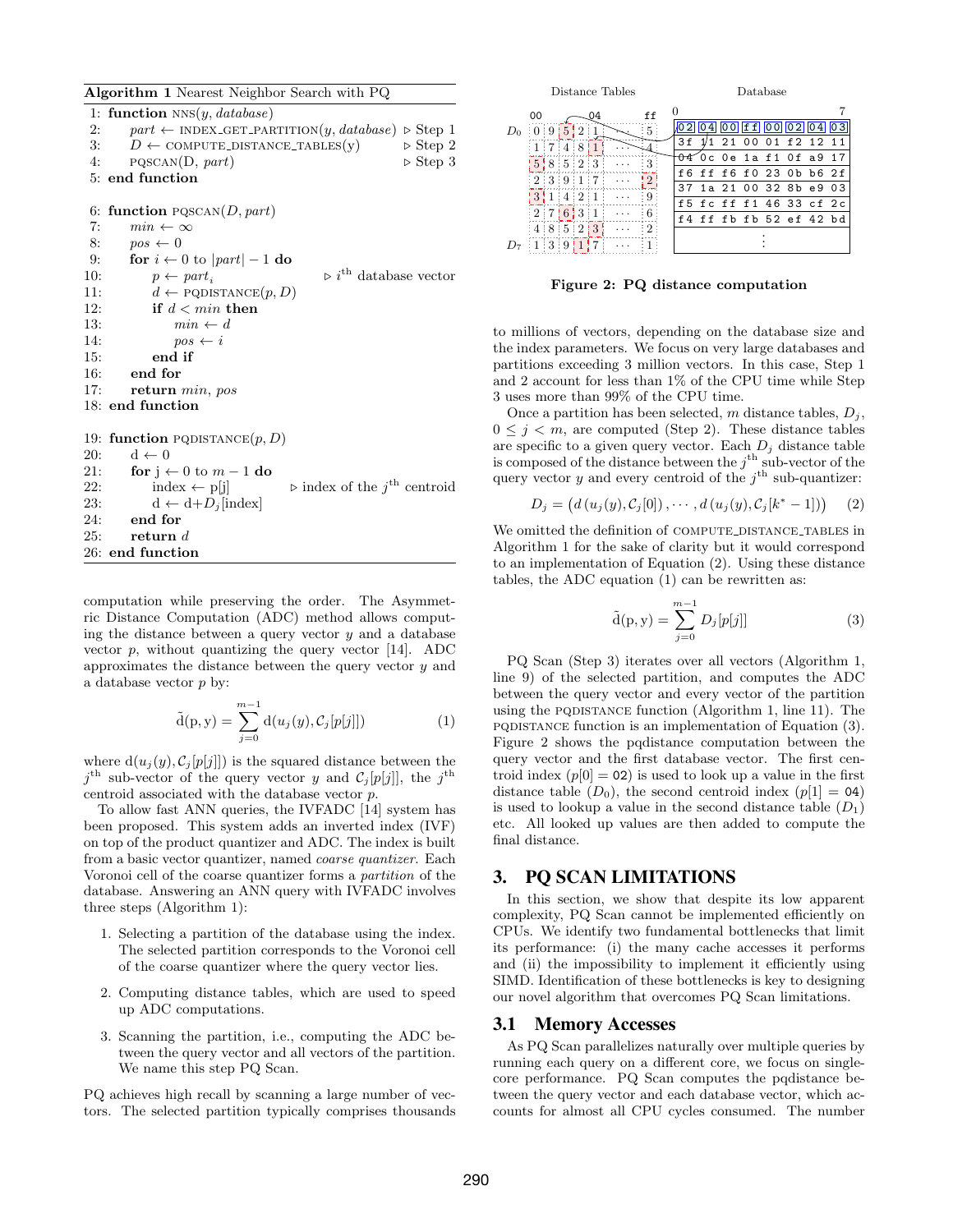**Algorithm 1** Nearest Neighbor Search with PQ

```
 1: function NNS(y, database)
 2:     part ← INDEX_GET_PARTITION(y, database)   ▷ Step 1
 3:     D ← COMPUTE_DISTANCE_TABLES(y)            ▷ Step 2
 4:     PQSCAN(D, part)                           ▷ Step 3
 5: end function

 6: function PQSCAN(D, part)
 7:     min ← ∞
 8:     pos ← 0
 9:     for i ← 0 to |part| − 1 do
10:         p ← part_i                   ▷ i^th database vector
11:         d ← PQDISTANCE(p, D)
12:         if d < min then
13:             min ← d
14:             pos ← i
15:         end if
16:     end for
17:     return min, pos
18: end function

19: function PQDISTANCE(p, D)
20:     d ← 0
21:     for j ← 0 to m − 1 do
22:         index ← p[j]                 ▷ index of the j^th centroid
23:         d ← d+D_j[index]
24:     end for
25:     return d
26: end function
```

computation while preserving the order. The Asymmetric Distance Computation (ADC) method allows computing the distance between a query vector $y$ and a database vector $p$, without quantizing the query vector [14]. ADC approximates the distance between the query vector $y$ and a database vector $p$ by:

$$\tilde{\mathrm{d}}(\mathrm{p}, \mathrm{y}) = \sum_{j=0}^{m-1} \mathrm{d}(u_j(y), \mathcal{C}_j[p[j]]) \quad (1)$$

where $\mathrm{d}(u_j(y), \mathcal{C}_j[p[j]])$ is the squared distance between the $j^{\text{th}}$ sub-vector of the query vector $y$ and $\mathcal{C}_j[p[j]]$, the $j^{\text{th}}$ centroid associated with the database vector $p$.

To allow fast ANN queries, the IVFADC [14] system has been proposed. This system adds an inverted index (IVF) on top of the product quantizer and ADC. The index is built from a basic vector quantizer, named *coarse quantizer*. Each Voronoi cell of the coarse quantizer forms a *partition* of the database. Answering an ANN query with IVFADC involves three steps (Algorithm 1):

1. Selecting a partition of the database using the index. The selected partition corresponds to the Voronoi cell of the coarse quantizer where the query vector lies.
2. Computing distance tables, which are used to speed up ADC computations.
3. Scanning the partition, i.e., computing the ADC between the query vector and all vectors of the partition. We name this step PQ Scan.

PQ achieves high recall by scanning a large number of vectors. The selected partition typically comprises thousands to millions of vectors, depending on the database size and the index parameters. We focus on very large databases and partitions exceeding 3 million vectors. In this case, Step 1 and 2 account for less than 1% of the CPU time while Step 3 uses more than 99% of the CPU time.

**Distance Tables**

| | 00 | | 04 | | | | ff |
|---|---|---|---|---|---|---|---|
| $D_0$ | 0 | 9 | 5 | 2 | 1 | ··· | 5 |
| | 1 | 7 | 4 | 8 | 1 | ··· | 4 |
| | 5 | 8 | 5 | 2 | 3 | ··· | 3 |
| | 2 | 3 | 9 | 1 | 7 | ··· | 2 |
| | 3 | 1 | 4 | 2 | 1 | ··· | 9 |
| | 2 | 7 | 6 | 3 | 1 | ··· | 6 |
| | 4 | 8 | 5 | 2 | 3 | ··· | 2 |
| $D_7$ | 1 | 3 | 9 | 1 | 7 | ··· | 1 |

**Database**

| 0 | | | | | | | 7 |
|---|---|---|---|---|---|---|---|
| 02 | 04 | 00 | ff | 00 | 02 | 04 | 03 |
| 3f | 11 | 21 | 00 | 01 | f2 | 12 | 11 |
| 04 | 0c | 0e | 1a | f1 | 0f | a9 | 17 |
| f6 | ff | f6 | f0 | 23 | 0b | b6 | 2f |
| 37 | 1a | 21 | 00 | 32 | 8b | e9 | 03 |
| f5 | fc | ff | f1 | 46 | 33 | cf | 2c |
| f4 | ff | fb | fb | 52 | ef | 42 | bd |
| ⋮ | | | | | | | |

**Figure 2: PQ distance computation**

Once a partition has been selected, $m$ distance tables, $D_j$, $0 \leq j < m$, are computed (Step 2). These distance tables are specific to a given query vector. Each $D_j$ distance table is composed of the distance between the $j^{\text{th}}$ sub-vector of the query vector $y$ and every centroid of the $j^{\text{th}}$ sub-quantizer:

$$D_j = \left(d\left(u_j(y), \mathcal{C}_j[0]\right), \cdots, d\left(u_j(y), \mathcal{C}_j[k^* - 1]\right)\right) \quad (2)$$

We omitted the definition of COMPUTE_DISTANCE_TABLES in Algorithm 1 for the sake of clarity but it would correspond to an implementation of Equation (2). Using these distance tables, the ADC equation (1) can be rewritten as:

$$\tilde{\mathrm{d}}(\mathrm{p}, \mathrm{y}) = \sum_{j=0}^{m-1} D_j[p[j]] \quad (3)$$

PQ Scan (Step 3) iterates over all vectors (Algorithm 1, line 9) of the selected partition, and computes the ADC between the query vector and every vector of the partition using the PQDISTANCE function (Algorithm 1, line 11). The PQDISTANCE function is an implementation of Equation (3). Figure 2 shows the pqdistance computation between the query vector and the first database vector. The first centroid index ($p[0] = \texttt{02}$) is used to look up a value in the first distance table ($D_0$), the second centroid index ($p[1] = \texttt{04}$) is used to look up a value in the second distance table ($D_1$) etc. All looked up values are then added to compute the final distance.

## 3. PQ SCAN LIMITATIONS

In this section, we show that despite its low apparent complexity, PQ Scan cannot be implemented efficiently on CPUs. We identify two fundamental bottlenecks that limit its performance: (i) the many cache accesses it performs and (ii) the impossibility to implement it efficiently using SIMD. Identification of these bottlenecks is key to designing our novel algorithm that overcomes PQ Scan limitations.

### 3.1 Memory Accesses

As PQ Scan parallelizes naturally over multiple queries by running each query on a different core, we focus on single-core performance. PQ Scan computes the pqdistance between the query vector and each database vector, which accounts for almost all CPU cycles consumed. The number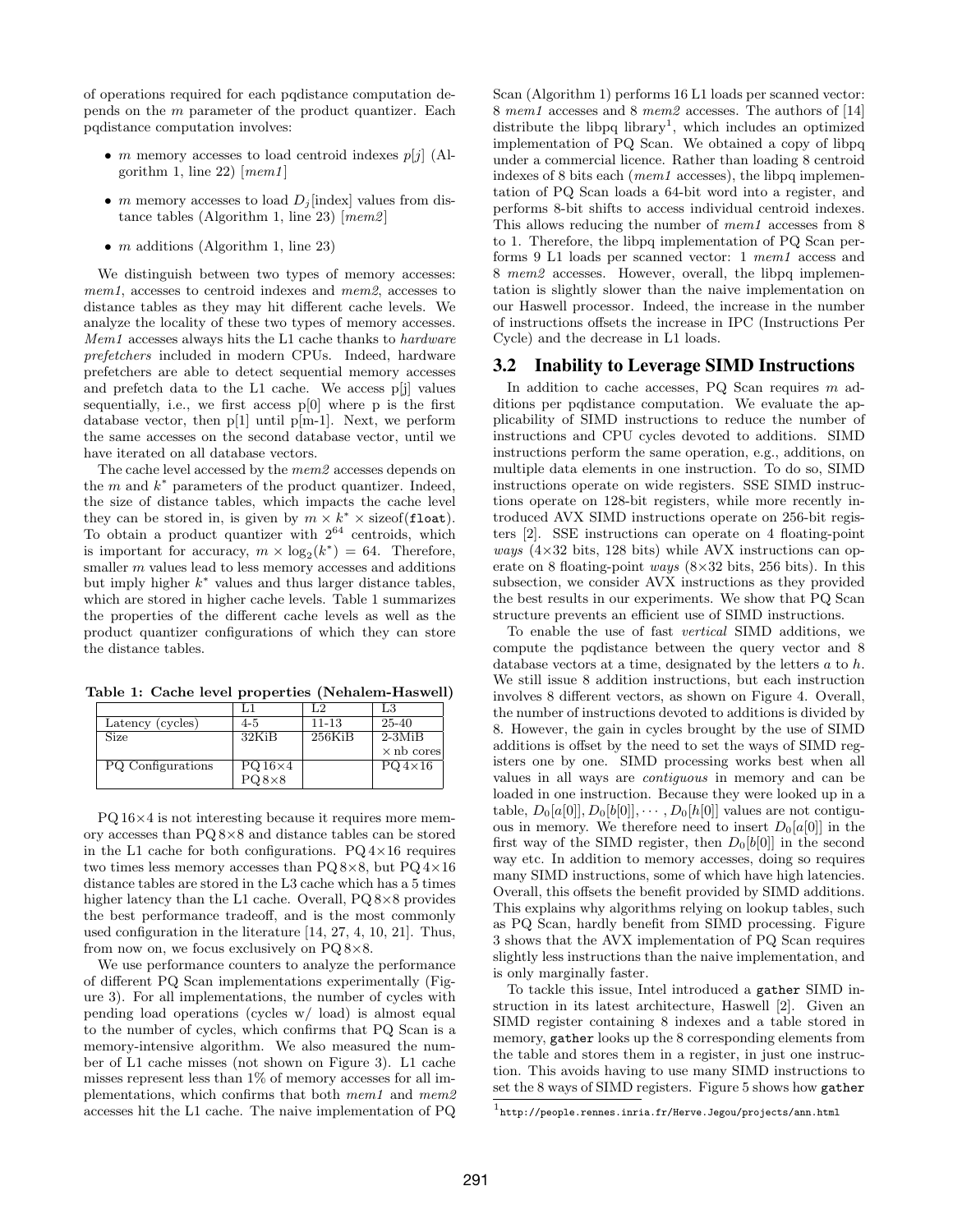of operations required for each pqdistance computation depends on the $m$ parameter of the product quantizer. Each pqdistance computation involves:

- $m$ memory accesses to load centroid indexes $p[j]$ (Algorithm 1, line 22) [*mem1*]
- $m$ memory accesses to load $D_j$[index] values from distance tables (Algorithm 1, line 23) [*mem2*]
- $m$ additions (Algorithm 1, line 23)

We distinguish between two types of memory accesses: *mem1*, accesses to centroid indexes and *mem2*, accesses to distance tables as they may hit different cache levels. We analyze the locality of these two types of memory accesses. *Mem1* accesses always hits the L1 cache thanks to *hardware prefetchers* included in modern CPUs. Indeed, hardware prefetchers are able to detect sequential memory accesses and prefetch data to the L1 cache. We access p[j] values sequentially, i.e., we first access p[0] where p is the first database vector, then p[1] until p[m-1]. Next, we perform the same accesses on the second database vector, until we have iterated on all database vectors.

The cache level accessed by the *mem2* accesses depends on the $m$ and $k^*$ parameters of the product quantizer. Indeed, the size of distance tables, which impacts the cache level they can be stored in, is given by $m \times k^* \times \text{sizeof}(\texttt{float})$. To obtain a product quantizer with $2^{64}$ centroids, which is important for accuracy, $m \times \log_2(k^*) = 64$. Therefore, smaller $m$ values lead to less memory accesses and additions but imply higher $k^*$ values and thus larger distance tables, which are stored in higher cache levels. Table 1 summarizes the properties of the different cache levels as well as the product quantizer configurations of which they can store the distance tables.

**Table 1: Cache level properties (Nehalem-Haswell)**

| | L1 | L2 | L3 |
|---|---|---|---|
| Latency (cycles) | 4-5 | 11-13 | 25-40 |
| Size | 32KiB | 256KiB | 2-3MiB × nb cores |
| PQ Configurations | PQ 16×4 PQ 8×8 | | PQ 4×16 |

PQ 16×4 is not interesting because it requires more memory accesses than PQ 8×8 and distance tables can be stored in the L1 cache for both configurations. PQ 4×16 requires two times less memory accesses than PQ 8×8, but PQ 4×16 distance tables are stored in the L3 cache which has a 5 times higher latency than the L1 cache. Overall, PQ 8×8 provides the best performance tradeoff, and is the most commonly used configuration in the literature [14, 27, 4, 10, 21]. Thus, from now on, we focus exclusively on PQ 8×8.

We use performance counters to analyze the performance of different PQ Scan implementations experimentally (Figure 3). For all implementations, the number of cycles with pending load operations (cycles w/ load) is almost equal to the number of cycles, which confirms that PQ Scan is a memory-intensive algorithm. We also measured the number of L1 cache misses (not shown on Figure 3). L1 cache misses represent less than 1% of memory accesses for all implementations, which confirms that both *mem1* and *mem2* accesses hit the L1 cache. The naive implementation of PQ Scan (Algorithm 1) performs 16 L1 loads per scanned vector: 8 *mem1* accesses and 8 *mem2* accesses. The authors of [14] distribute the libpq library[1], which includes an optimized implementation of PQ Scan. We obtained a copy of libpq under a commercial licence. Rather than loading 8 centroid indexes of 8 bits each (*mem1* accesses), the libpq implementation of PQ Scan loads a 64-bit word into a register, and performs 8-bit shifts to access individual centroid indexes. This allows reducing the number of *mem1* accesses from 8 to 1. Therefore, the libpq implementation of PQ Scan performs 9 L1 loads per scanned vector: 1 *mem1* access and 8 *mem2* accesses. However, overall, the libpq implementation is slightly slower than the naive implementation on our Haswell processor. Indeed, the increase in the number of instructions offsets the increase in IPC (Instructions Per Cycle) and the decrease in L1 loads.

## 3.2 Inability to Leverage SIMD Instructions

In addition to cache accesses, PQ Scan requires $m$ additions per pqdistance computation. We evaluate the applicability of SIMD instructions to reduce the number of instructions and CPU cycles devoted to additions. SIMD instructions perform the same operation, e.g., additions, on multiple data elements in one instruction. To do so, SIMD instructions operate on wide registers. SSE SIMD instructions operate on 128-bit registers, while more recently introduced AVX SIMD instructions operate on 256-bit registers [2]. SSE instructions can operate on 4 floating-point *ways* (4×32 bits, 128 bits) while AVX instructions can operate on 8 floating-point *ways* (8×32 bits, 256 bits). In this subsection, we consider AVX instructions as they provided the best results in our experiments. We show that PQ Scan structure prevents an efficient use of SIMD instructions.

To enable the use of fast *vertical* SIMD additions, we compute the pqdistance between the query vector and 8 database vectors at a time, designated by the letters $a$ to $h$. We still issue 8 addition instructions, but each instruction involves 8 different vectors, as shown on Figure 4. Overall, the number of instructions devoted to additions is divided by 8. However, the gain in cycles brought by the use of SIMD additions is offset by the need to set the ways of SIMD registers one by one. SIMD processing works best when all values in all ways are *contiguous* in memory and can be loaded in one instruction. Because they were looked up in a table, $D_0[a[0]], D_0[b[0]], \cdots, D_0[h[0]]$ values are not contiguous in memory. We therefore need to insert $D_0[a[0]]$ in the first way of the SIMD register, then $D_0[b[0]]$ in the second way etc. In addition to memory accesses, doing so requires many SIMD instructions, some of which have high latencies. Overall, this offsets the benefit provided by SIMD additions. This explains why algorithms relying on lookup tables, such as PQ Scan, hardly benefit from SIMD processing. Figure 3 shows that the AVX implementation of PQ Scan requires slightly less instructions than the naive implementation, and is only marginally faster.

To tackle this issue, Intel introduced a `gather` SIMD instruction in its latest architecture, Haswell [2]. Given an SIMD register containing 8 indexes and a table stored in memory, `gather` looks up the 8 corresponding elements from the table and stores them in a register, in just one instruction. This avoids having to use many SIMD instructions to set the 8 ways of SIMD registers. Figure 5 shows how `gather`

[1] http://people.rennes.inria.fr/Herve.Jegou/projects/ann.html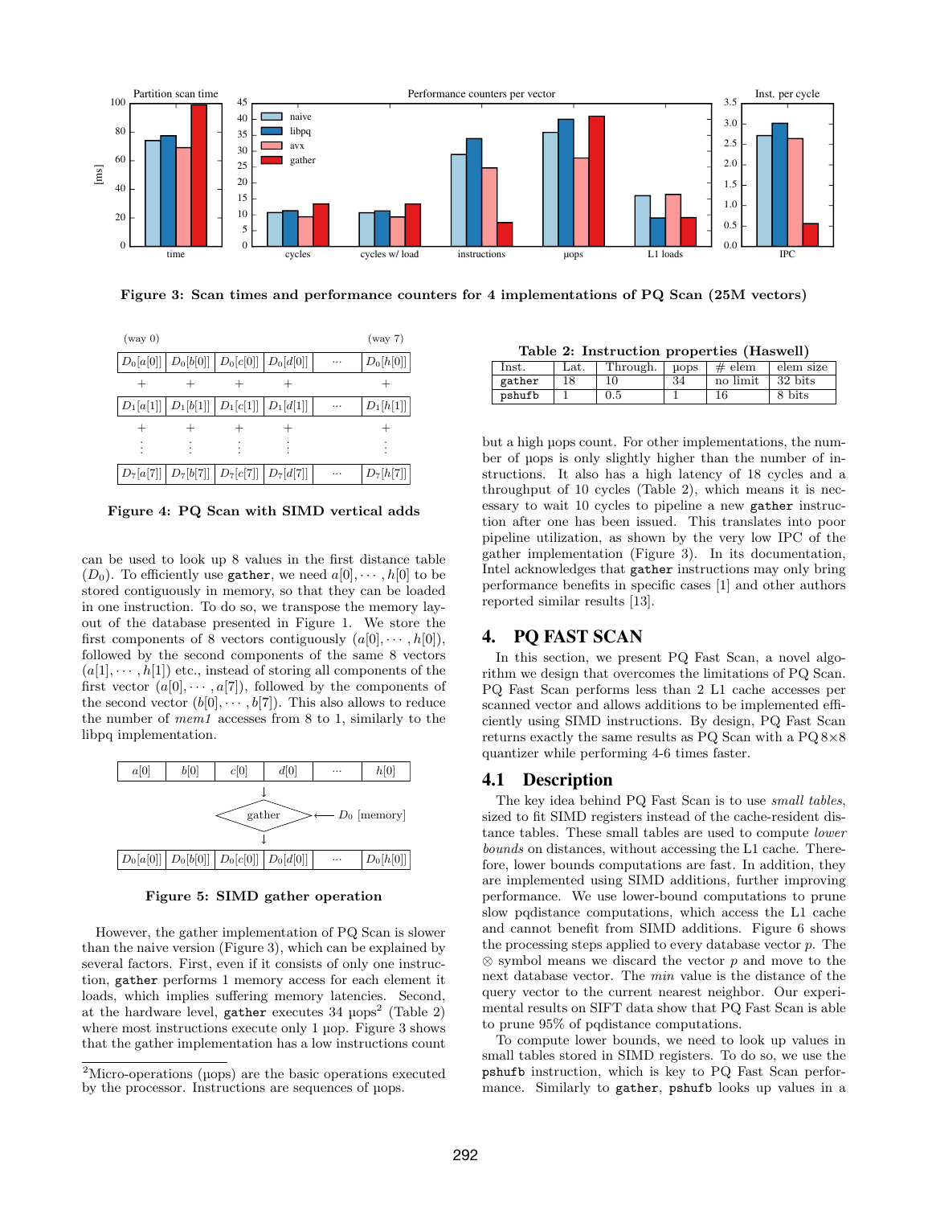Figure 3: Scan times and performance counters for 4 implementations of PQ Scan (25M vectors)

| (way 0) | | | | | (way 7) |
|---|---|---|---|---|---|
| $D_0[a[0]]$ | $D_0[b[0]]$ | $D_0[c[0]]$ | $D_0[d[0]]$ | ··· | $D_0[h[0]]$ |
| + | + | + | + | | + |
| $D_1[a[1]]$ | $D_1[b[1]]$ | $D_1[c[1]]$ | $D_1[d[1]]$ | ··· | $D_1[h[1]]$ |
| + | + | + | + | | + |
| ⋮ | ⋮ | ⋮ | ⋮ | | ⋮ |
| $D_7[a[7]]$ | $D_7[b[7]]$ | $D_7[c[7]]$ | $D_7[d[7]]$ | ··· | $D_7[h[7]]$ |

Figure 4: PQ Scan with SIMD vertical adds

can be used to look up 8 values in the first distance table ($D_0$). To efficiently use `gather`, we need $a[0], \cdots, h[0]$ to be stored contiguously in memory, so that they can be loaded in one instruction. To do so, we transpose the memory layout of the database presented in Figure 1. We store the first components of 8 vectors contiguously ($a[0], \cdots, h[0]$), followed by the second components of the same 8 vectors ($a[1], \cdots, h[1]$) etc., instead of storing all components of the first vector ($a[0], \cdots, a[7]$), followed by the components of the second vector ($b[0], \cdots, b[7]$). This also allows to reduce the number of *mem1* accesses from 8 to 1, similarly to the libpq implementation.

Figure 5: SIMD gather operation

However, the gather implementation of PQ Scan is slower than the naive version (Figure 3), which can be explained by several factors. First, even if it consists of only one instruction, `gather` performs 1 memory access for each element it loads, which implies suffering memory latencies. Second, at the hardware level, `gather` executes 34 µops[2] (Table 2) where most instructions execute only 1 µop. Figure 3 shows that the gather implementation has a low instructions count but a high µops count. For other implementations, the number of µops is only slightly higher than the number of instructions. It also has a high latency of 18 cycles and a throughput of 10 cycles (Table 2), which means it is necessary to wait 10 cycles to pipeline a new `gather` instruction after one has been issued. This translates into poor pipeline utilization, as shown by the very low IPC of the gather implementation (Figure 3). In its documentation, Intel acknowledges that `gather` instructions may only bring performance benefits in specific cases [1] and other authors reported similar results [13].

[2]Micro-operations (µops) are the basic operations executed by the processor. Instructions are sequences of µops.

Table 2: Instruction properties (Haswell)

| Inst. | Lat. | Through. | µops | # elem | elem size |
|---|---|---|---|---|---|
| `gather` | 18 | 10 | 34 | no limit | 32 bits |
| `pshufb` | 1 | 0.5 | 1 | 16 | 8 bits |

## 4. PQ FAST SCAN

In this section, we present PQ Fast Scan, a novel algorithm we design that overcomes the limitations of PQ Scan. PQ Fast Scan performs less than 2 L1 cache accesses per scanned vector and allows additions to be implemented efficiently using SIMD instructions. By design, PQ Fast Scan returns exactly the same results as PQ Scan with a PQ $8{\times}8$ quantizer while performing 4-6 times faster.

### 4.1 Description

The key idea behind PQ Fast Scan is to use *small tables*, sized to fit SIMD registers instead of the cache-resident distance tables. These small tables are used to compute *lower bounds* on distances, without accessing the L1 cache. Therefore, lower bounds computations are fast. In addition, they are implemented using SIMD additions, further improving performance. We use lower-bound computations to prune slow pqdistance computations, which access the L1 cache and cannot benefit from SIMD additions. Figure 6 shows the processing steps applied to every database vector $p$. The $\otimes$ symbol means we discard the vector $p$ and move to the next database vector. The *min* value is the distance of the query vector to the current nearest neighbor. Our experimental results on SIFT data show that PQ Fast Scan is able to prune 95% of pqdistance computations.

To compute lower bounds, we need to look up values in small tables stored in SIMD registers. To do so, we use the `pshufb` instruction, which is key to PQ Fast Scan performance. Similarly to `gather`, `pshufb` looks up values in a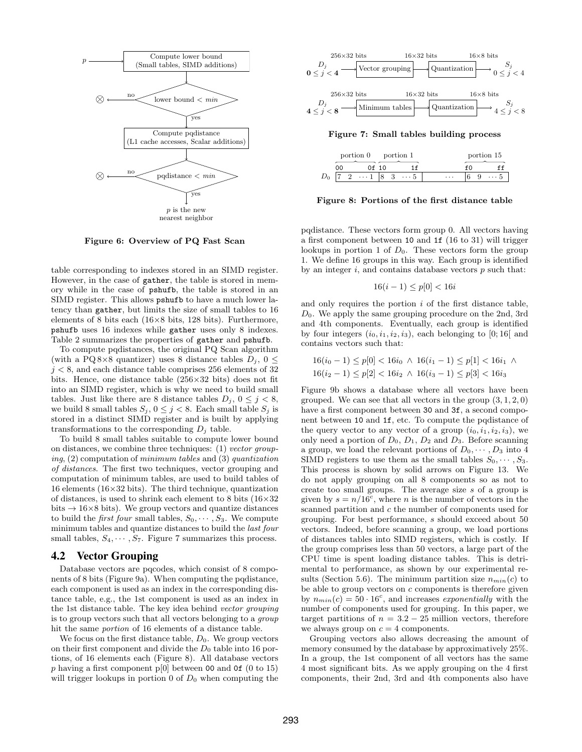Figure 6: Overview of PQ Fast Scan

table corresponding to indexes stored in an SIMD register. However, in the case of gather, the table is stored in memory while in the case of pshufb, the table is stored in an SIMD register. This allows pshufb to have a much lower latency than gather, but limits the size of small tables to 16 elements of 8 bits each (16×8 bits, 128 bits). Furthermore, pshufb uses 16 indexes while gather uses only 8 indexes. Table 2 summarizes the properties of gather and pshufb.

To compute pqdistances, the original PQ Scan algorithm (with a PQ 8×8 quantizer) uses 8 distance tables $D_j$, $0 \leq j < 8$, and each distance table comprises 256 elements of 32 bits. Hence, one distance table (256×32 bits) does not fit into an SIMD register, which is why we need to build small tables. Just like there are 8 distance tables $D_j$, $0 \leq j < 8$, we build 8 small tables $S_j$, $0 \leq j < 8$. Each small table $S_j$ is stored in a distinct SIMD register and is built by applying transformations to the corresponding $D_j$ table.

To build 8 small tables suitable to compute lower bound on distances, we combine three techniques: (1) *vector grouping*, (2) computation of *minimum tables* and (3) *quantization of distances*. The first two techniques, vector grouping and computation of minimum tables, are used to build tables of 16 elements (16×32 bits). The third technique, quantization of distances, is used to shrink each element to 8 bits (16×32 bits → 16×8 bits). We group vectors and quantize distances to build the *first four* small tables, $S_0, \cdots, S_3$. We compute minimum tables and quantize distances to build the *last four* small tables, $S_4, \cdots, S_7$. Figure 7 summarizes this process.

## 4.2 Vector Grouping

Database vectors are pqcodes, which consist of 8 components of 8 bits (Figure 9a). When computing the pqdistance, each component is used as an index in the corresponding distance table, e.g., the 1st component is used as an index in the 1st distance table. The key idea behind *vector grouping* is to group vectors such that all vectors belonging to a *group* hit the same *portion* of 16 elements of a distance table.

We focus on the first distance table, $D_0$. We group vectors on their first component and divide the $D_0$ table into 16 portions, of 16 elements each (Figure 8). All database vectors $p$ having a first component p[0] between 00 and 0f (0 to 15) will trigger lookups in portion 0 of $D_0$ when computing the pqdistance. These vectors form group 0. All vectors having a first component between 10 and 1f (16 to 31) will trigger lookups in portion 1 of $D_0$. These vectors form the group 1. We define 16 groups in this way. Each group is identified by an integer $i$, and contains database vectors $p$ such that:

$$16(i-1) \leq p[0] < 16i$$

and only requires the portion $i$ of the first distance table, $D_0$. We apply the same grouping procedure on the 2nd, 3rd and 4th components. Eventually, each group is identified by four integers $(i_0, i_1, i_2, i_3)$, each belonging to $[0; 16[$ and contains vectors such that:

$$16(i_0-1) \leq p[0] < 16i_0 \;\wedge\; 16(i_1-1) \leq p[1] < 16i_1 \;\wedge$$
$$16(i_2-1) \leq p[2] < 16i_2 \;\wedge\; 16(i_3-1) \leq p[3] < 16i_3$$

Figure 9b shows a database where all vectors have been grouped. We can see that all vectors in the group (3, 1, 2, 0) have a first component between 30 and 3f, a second component between 10 and 1f, etc. To compute the pqdistance of the query vector to any vector of a group $(i_0, i_1, i_2, i_3)$, we only need a portion of $D_0$, $D_1$, $D_2$ and $D_3$. Before scanning a group, we load the relevant portions of $D_0, \cdots, D_3$ into 4 SIMD registers to use them as the small tables $S_0, \cdots, S_3$. This process is shown by solid arrows on Figure 13. We do not apply grouping on all 8 components so as not to create too small groups. The average size $s$ of a group is given by $s = n/16^c$, where $n$ is the number of vectors in the scanned partition and $c$ the number of components used for grouping. For best performance, $s$ should exceed about 50 vectors. Indeed, before scanning a group, we load portions of distances tables into SIMD registers, which is costly. If the group comprises less than 50 vectors, a large part of the CPU time is spent loading distance tables. This is detrimental to performance, as shown by our experimental results (Section 5.6). The minimum partition size $n_{min}(c)$ to be able to group vectors on $c$ components is therefore given by $n_{min}(c) = 50 \cdot 16^c$, and increases *exponentially* with the number of components used for grouping. In this paper, we target partitions of $n = 3.2 - 25$ million vectors, therefore we always group on $c = 4$ components.

Grouping vectors also allows decreasing the amount of memory consumed by the database by approximatively 25%. In a group, the 1st component of all vectors has the same 4 most significant bits. As we apply grouping on the 4 first components, their 2nd, 3rd and 4th components also have

Figure 7: Small tables building process

Figure 8: Portions of the first distance table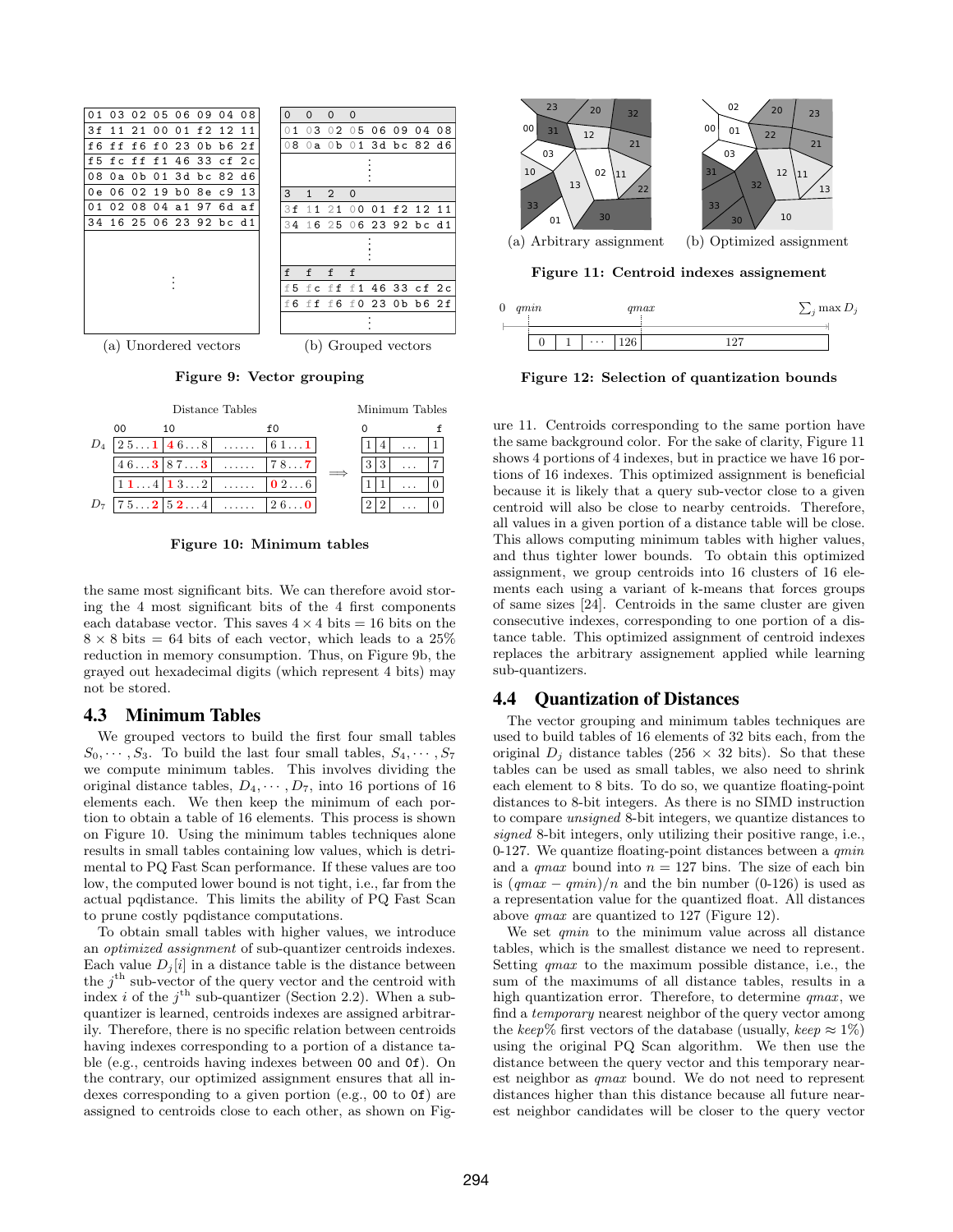Figure 9: Vector grouping

Figure 10: Minimum tables

the same most significant bits. We can therefore avoid storing the 4 most significant bits of the 4 first components each database vector. This saves $4 \times 4$ bits $= 16$ bits on the $8 \times 8$ bits $= 64$ bits of each vector, which leads to a 25% reduction in memory consumption. Thus, on Figure 9b, the grayed out hexadecimal digits (which represent 4 bits) may not be stored.

## 4.3 Minimum Tables

We grouped vectors to build the first four small tables $S_0, \cdots, S_3$. To build the last four small tables, $S_4, \cdots, S_7$ we compute minimum tables. This involves dividing the original distance tables, $D_4, \cdots, D_7$, into 16 portions of 16 elements each. We then keep the minimum of each portion to obtain a table of 16 elements. This process is shown on Figure 10. Using the minimum tables techniques alone results in small tables containing low values, which is detrimental to PQ Fast Scan performance. If these values are too low, the computed lower bound is not tight, i.e., far from the actual pqdistance. This limits the ability of PQ Fast Scan to prune costly pqdistance computations.

To obtain small tables with higher values, we introduce an *optimized assignment* of sub-quantizer centroids indexes. Each value $D_j[i]$ in a distance table is the distance between the $j^{\text{th}}$ sub-vector of the query vector and the centroid with index $i$ of the $j^{\text{th}}$ sub-quantizer (Section 2.2). When a sub-quantizer is learned, centroids indexes are assigned arbitrarily. Therefore, there is no specific relation between centroids having indexes corresponding to a portion of a distance table (e.g., centroids having indexes between `00` and `0f`). On the contrary, our optimized assignment ensures that all indexes corresponding to a given portion (e.g., `00` to `0f`) are assigned to centroids close to each other, as shown on Figure 11. Centroids corresponding to the same portion have the same background color. For the sake of clarity, Figure 11 shows 4 portions of 4 indexes, but in practice we have 16 portions of 16 indexes. This optimized assignment is beneficial because it is likely that a query sub-vector close to a given centroid will also be close to nearby centroids. Therefore, all values in a given portion of a distance table will be close. This allows computing minimum tables with higher values, and thus tighter lower bounds. To obtain this optimized assignment, we group centroids into 16 clusters of 16 elements each using a variant of k-means that forces groups of same sizes [24]. Centroids in the same cluster are given consecutive indexes, corresponding to one portion of a distance table. This optimized assignment of centroid indexes replaces the arbitrary assignement applied while learning sub-quantizers.

Figure 11: Centroid indexes assignement

Figure 12: Selection of quantization bounds

## 4.4 Quantization of Distances

The vector grouping and minimum tables techniques are used to build tables of 16 elements of 32 bits each, from the original $D_j$ distance tables ($256 \times 32$ bits). So that these tables can be used as small tables, we also need to shrink each element to 8 bits. To do so, we quantize floating-point distances to 8-bit integers. As there is no SIMD instruction to compare *unsigned* 8-bit integers, we quantize distances to *signed* 8-bit integers, only utilizing their positive range, i.e., 0-127. We quantize floating-point distances between a *qmin* and a *qmax* bound into $n = 127$ bins. The size of each bin is $(qmax - qmin)/n$ and the bin number (0-126) is used as a representation value for the quantized float. All distances above *qmax* are quantized to 127 (Figure 12).

We set *qmin* to the minimum value across all distance tables, which is the smallest distance we need to represent. Setting *qmax* to the maximum possible distance, i.e., the sum of the maximums of all distance tables, results in a high quantization error. Therefore, to determine *qmax*, we find a *temporary* nearest neighbor of the query vector among the *keep*% first vectors of the database (usually, *keep* $\approx 1\%$) using the original PQ Scan algorithm. We then use the distance between the query vector and this temporary nearest neighbor as *qmax* bound. We do not need to represent distances higher than this distance because all future nearest neighbor candidates will be closer to the query vector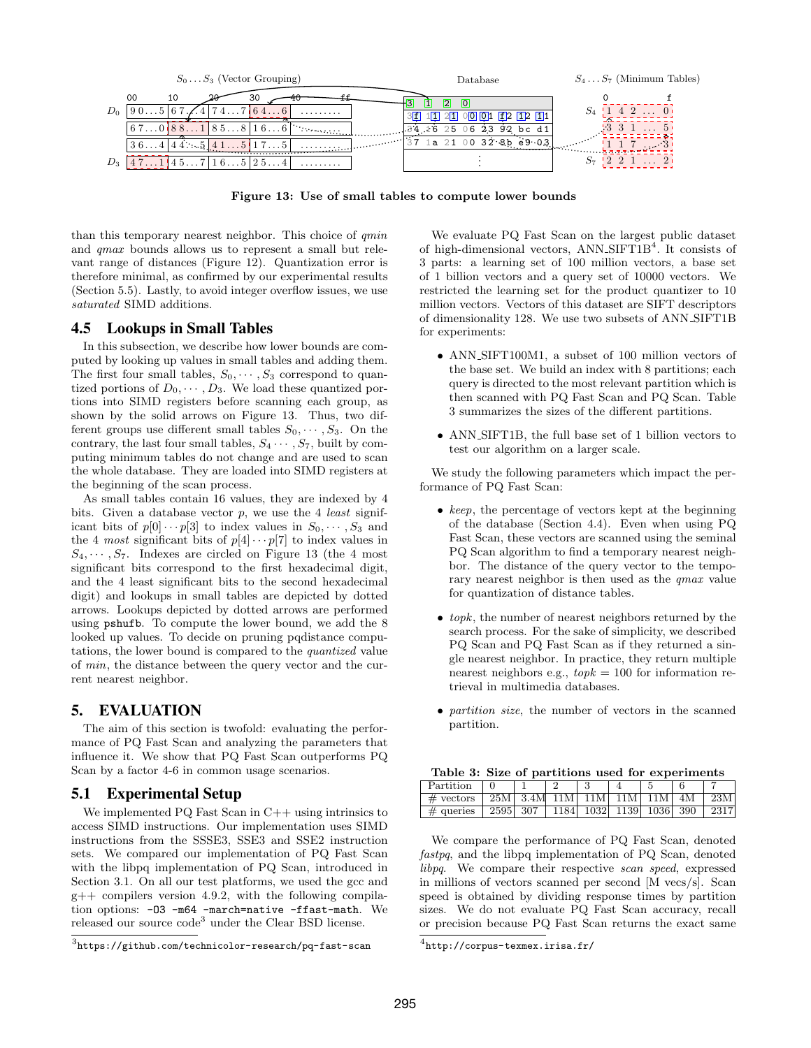**Figure 13: Use of small tables to compute lower bounds**

than this temporary nearest neighbor. This choice of *qmin* and *qmax* bounds allows us to represent a small but relevant range of distances (Figure 12). Quantization error is therefore minimal, as confirmed by our experimental results (Section 5.5). Lastly, to avoid integer overflow issues, we use *saturated* SIMD additions.

### 4.5 Lookups in Small Tables

In this subsection, we describe how lower bounds are computed by looking up values in small tables and adding them. The first four small tables, $S_0, \cdots, S_3$ correspond to quantized portions of $D_0, \cdots, D_3$. We load these quantized portions into SIMD registers before scanning each group, as shown by the solid arrows on Figure 13. Thus, two different groups use different small tables $S_0, \cdots, S_3$. On the contrary, the last four small tables, $S_4 \cdots, S_7$, built by computing minimum tables do not change and are used to scan the whole database. They are loaded into SIMD registers at the beginning of the scan process.

As small tables contain 16 values, they are indexed by 4 bits. Given a database vector $p$, we use the 4 *least* significant bits of $p[0] \cdots p[3]$ to index values in $S_0, \cdots, S_3$ and the 4 *most* significant bits of $p[4] \cdots p[7]$ to index values in $S_4, \cdots, S_7$. Indexes are circled on Figure 13 (the 4 most significant bits correspond to the first hexadecimal digit, and the 4 least significant bits to the second hexadecimal digit) and lookups in small tables are depicted by dotted arrows. Lookups depicted by dotted arrows are performed using `pshufb`. To compute the lower bound, we add the 8 looked up values. To decide on pruning pqdistance computations, the lower bound is compared to the *quantized* value of *min*, the distance between the query vector and the current nearest neighbor.

## 5. EVALUATION

The aim of this section is twofold: evaluating the performance of PQ Fast Scan and analyzing the parameters that influence it. We show that PQ Fast Scan outperforms PQ Scan by a factor 4-6 in common usage scenarios.

### 5.1 Experimental Setup

We implemented PQ Fast Scan in C++ using intrinsics to access SIMD instructions. Our implementation uses SIMD instructions from the SSSE3, SSE3 and SSE2 instruction sets. We compared our implementation of PQ Fast Scan with the libpq implementation of PQ Scan, introduced in Section 3.1. On all our test platforms, we used the gcc and g++ compilers version 4.9.2, with the following compilation options: `-O3 -m64 -march=native -ffast-math`. We released our source code[3] under the Clear BSD license.

[3] https://github.com/technicolor-research/pq-fast-scan

We evaluate PQ Fast Scan on the largest public dataset of high-dimensional vectors, ANN_SIFT1B[4]. It consists of 3 parts: a learning set of 100 million vectors, a base set of 1 billion vectors and a query set of 10000 vectors. We restricted the learning set for the product quantizer to 10 million vectors. Vectors of this dataset are SIFT descriptors of dimensionality 128. We use two subsets of ANN_SIFT1B for experiments:

- ANN_SIFT100M1, a subset of 100 million vectors of the base set. We build an index with 8 partitions; each query is directed to the most relevant partition which is then scanned with PQ Fast Scan and PQ Scan. Table 3 summarizes the sizes of the different partitions.
- ANN_SIFT1B, the full base set of 1 billion vectors to test our algorithm on a larger scale.

We study the following parameters which impact the performance of PQ Fast Scan:

- *keep*, the percentage of vectors kept at the beginning of the database (Section 4.4). Even when using PQ Fast Scan, these vectors are scanned using the seminal PQ Scan algorithm to find a temporary nearest neighbor. The distance of the query vector to the temporary nearest neighbor is then used as the *qmax* value for quantization of distance tables.
- *topk*, the number of nearest neighbors returned by the search process. For the sake of simplicity, we described PQ Scan and PQ Fast Scan as if they returned a single nearest neighbor. In practice, they return multiple nearest neighbors e.g., *topk* = 100 for information retrieval in multimedia databases.
- *partition size*, the number of vectors in the scanned partition.

**Table 3: Size of partitions used for experiments**

| Partition | 0 | 1 | 2 | 3 | 4 | 5 | 6 | 7 |
|---|---|---|---|---|---|---|---|---|
| # vectors | 25M | 3.4M | 11M | 11M | 11M | 11M | 4M | 23M |
| # queries | 2595 | 307 | 1184 | 1032 | 1139 | 1036 | 390 | 2317 |

We compare the performance of PQ Fast Scan, denoted *fastpq*, and the libpq implementation of PQ Scan, denoted *libpq*. We compare their respective *scan speed*, expressed in millions of vectors scanned per second [M vecs/s]. Scan speed is obtained by dividing response times by partition sizes. We do not evaluate PQ Fast Scan accuracy, recall or precision because PQ Fast Scan returns the exact same

[4] http://corpus-texmex.irisa.fr/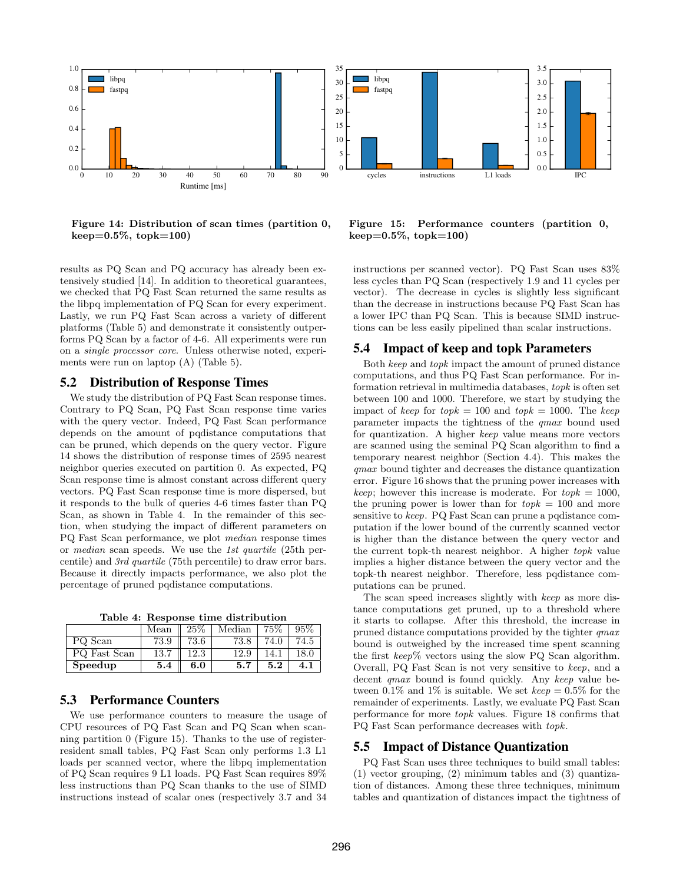Figure 14: Distribution of scan times (partition 0, keep=0.5%, topk=100)

Figure 15: Performance counters (partition 0, keep=0.5%, topk=100)

results as PQ Scan and PQ accuracy has already been extensively studied [14]. In addition to theoretical guarantees, we checked that PQ Fast Scan returned the same results as the libpq implementation of PQ Scan for every experiment. Lastly, we run PQ Fast Scan across a variety of different platforms (Table 5) and demonstrate it consistently outperforms PQ Scan by a factor of 4-6. All experiments were run on a *single processor core*. Unless otherwise noted, experiments were run on laptop (A) (Table 5).

## 5.2 Distribution of Response Times

We study the distribution of PQ Fast Scan response times. Contrary to PQ Scan, PQ Fast Scan response time varies with the query vector. Indeed, PQ Fast Scan performance depends on the amount of pqdistance computations that can be pruned, which depends on the query vector. Figure 14 shows the distribution of response times of 2595 nearest neighbor queries executed on partition 0. As expected, PQ Scan response time is almost constant across different query vectors. PQ Fast Scan response time is more dispersed, but it responds to the bulk of queries 4-6 times faster than PQ Scan, as shown in Table 4. In the remainder of this section, when studying the impact of different parameters on PQ Fast Scan performance, we plot *median* response times or *median* scan speeds. We use the *1st quartile* (25th percentile) and *3rd quartile* (75th percentile) to draw error bars. Because it directly impacts performance, we also plot the percentage of pruned pqdistance computations.

Table 4: Response time distribution

| | Mean | 25% | Median | 75% | 95% |
|---|---|---|---|---|---|
| PQ Scan | 73.9 | 73.6 | 73.8 | 74.0 | 74.5 |
| PQ Fast Scan | 13.7 | 12.3 | 12.9 | 14.1 | 18.0 |
| **Speedup** | **5.4** | **6.0** | **5.7** | **5.2** | **4.1** |

## 5.3 Performance Counters

We use performance counters to measure the usage of CPU resources of PQ Fast Scan and PQ Scan when scanning partition 0 (Figure 15). Thanks to the use of register-resident small tables, PQ Fast Scan only performs 1.3 L1 loads per scanned vector, where the libpq implementation of PQ Scan requires 9 L1 loads. PQ Fast Scan requires 89% less instructions than PQ Scan thanks to the use of SIMD instructions instead of scalar ones (respectively 3.7 and 34 instructions per scanned vector). PQ Fast Scan uses 83% less cycles than PQ Scan (respectively 1.9 and 11 cycles per vector). The decrease in cycles is slightly less significant than the decrease in instructions because PQ Fast Scan has a lower IPC than PQ Scan. This is because SIMD instructions can be less easily pipelined than scalar instructions.

## 5.4 Impact of keep and topk Parameters

Both *keep* and *topk* impact the amount of pruned distance computations, and thus PQ Fast Scan performance. For information retrieval in multimedia databases, *topk* is often set between 100 and 1000. Therefore, we start by studying the impact of *keep* for *topk* = 100 and *topk* = 1000. The *keep* parameter impacts the tightness of the *qmax* bound used for quantization. A higher *keep* value means more vectors are scanned using the seminal PQ Scan algorithm to find a temporary nearest neighbor (Section 4.4). This makes the *qmax* bound tighter and decreases the distance quantization error. Figure 16 shows that the pruning power increases with *keep*; however this increase is moderate. For *topk* = 1000, the pruning power is lower than for *topk* = 100 and more sensitive to *keep*. PQ Fast Scan can prune a pqdistance computation if the lower bound of the currently scanned vector is higher than the distance between the query vector and the current topk-th nearest neighbor. A higher *topk* value implies a higher distance between the query vector and the topk-th nearest neighbor. Therefore, less pqdistance computations can be pruned.

The scan speed increases slightly with *keep* as more distance computations get pruned, up to a threshold where it starts to collapse. After this threshold, the increase in pruned distance computations provided by the tighter *qmax* bound is outweighed by the increased time spent scanning the first *keep*% vectors using the slow PQ Scan algorithm. Overall, PQ Fast Scan is not very sensitive to *keep*, and a decent *qmax* bound is found quickly. Any *keep* value between 0.1% and 1% is suitable. We set *keep* = 0.5% for the remainder of experiments. Lastly, we evaluate PQ Fast Scan performance for more *topk* values. Figure 18 confirms that PQ Fast Scan performance decreases with *topk*.

## 5.5 Impact of Distance Quantization

PQ Fast Scan uses three techniques to build small tables: (1) vector grouping, (2) minimum tables and (3) quantization of distances. Among these three techniques, minimum tables and quantization of distances impact the tightness of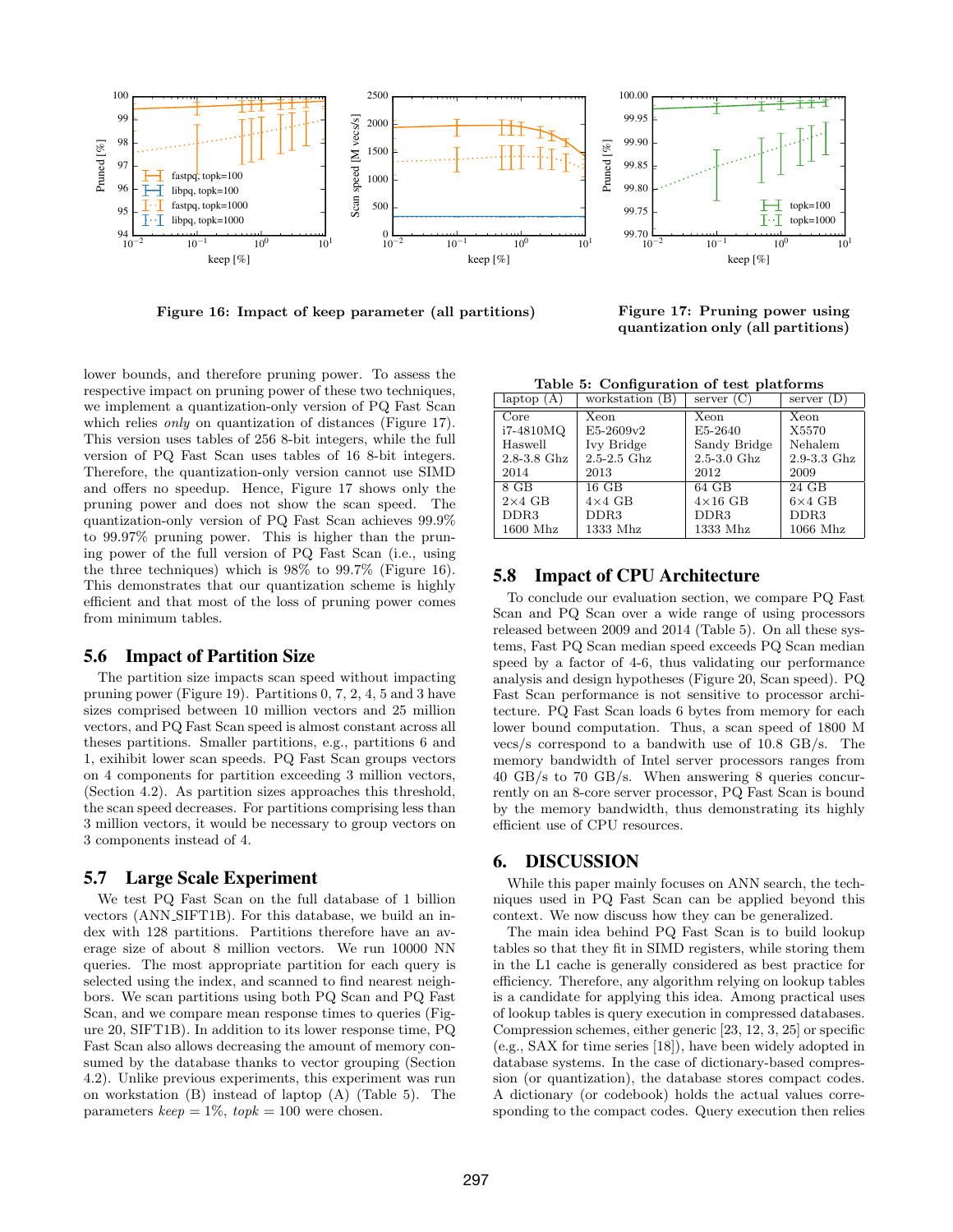Figure 16: Impact of keep parameter (all partitions)

Figure 17: Pruning power using quantization only (all partitions)

lower bounds, and therefore pruning power. To assess the respective impact on pruning power of these two techniques, we implement a quantization-only version of PQ Fast Scan which relies *only* on quantization of distances (Figure 17). This version uses tables of 256 8-bit integers, while the full version of PQ Fast Scan uses tables of 16 8-bit integers. Therefore, the quantization-only version cannot use SIMD and offers no speedup. Hence, Figure 17 shows only the pruning power and does not show the scan speed. The quantization-only version of PQ Fast Scan achieves 99.9% to 99.97% pruning power. This is higher than the pruning power of the full version of PQ Fast Scan (i.e., using the three techniques) which is 98% to 99.7% (Figure 16). This demonstrates that our quantization scheme is highly efficient and that most of the loss of pruning power comes from minimum tables.

## 5.6 Impact of Partition Size

The partition size impacts scan speed without impacting pruning power (Figure 19). Partitions 0, 7, 2, 4, 5 and 3 have sizes comprised between 10 million vectors and 25 million vectors, and PQ Fast Scan speed is almost constant across all theses partitions. Smaller partitions, e.g., partitions 6 and 1, exihibit lower scan speeds. PQ Fast Scan groups vectors on 4 components for partition exceeding 3 million vectors, (Section 4.2). As partition sizes approaches this threshold, the scan speed decreases. For partitions comprising less than 3 million vectors, it would be necessary to group vectors on 3 components instead of 4.

## 5.7 Large Scale Experiment

We test PQ Fast Scan on the full database of 1 billion vectors (ANN_SIFT1B). For this database, we build an index with 128 partitions. Partitions therefore have an average size of about 8 million vectors. We run 10000 NN queries. The most appropriate partition for each query is selected using the index, and scanned to find nearest neighbors. We scan partitions using both PQ Scan and PQ Fast Scan, and we compare mean response times to queries (Figure 20, SIFT1B). In addition to its lower response time, PQ Fast Scan also allows decreasing the amount of memory consumed by the database thanks to vector grouping (Section 4.2). Unlike previous experiments, this experiment was run on workstation (B) instead of laptop (A) (Table 5). The parameters *keep* = 1%, *topk* = 100 were chosen.

Table 5: Configuration of test platforms

| laptop (A) | workstation (B) | server (C) | server (D) |
|---|---|---|---|
| Core<br>i7-4810MQ<br>Haswell<br>2.8-3.8 Ghz<br>2014 | Xeon<br>E5-2609v2<br>Ivy Bridge<br>2.5-2.5 Ghz<br>2013 | Xeon<br>E5-2640<br>Sandy Bridge<br>2.5-3.0 Ghz<br>2012 | Xeon<br>X5570<br>Nehalem<br>2.9-3.3 Ghz<br>2009 |
| 8 GB<br>2×4 GB<br>DDR3<br>1600 Mhz | 16 GB<br>4×4 GB<br>DDR3<br>1333 Mhz | 64 GB<br>4×16 GB<br>DDR3<br>1333 Mhz | 24 GB<br>6×4 GB<br>DDR3<br>1066 Mhz |

## 5.8 Impact of CPU Architecture

To conclude our evaluation section, we compare PQ Fast Scan and PQ Scan over a wide range of using processors released between 2009 and 2014 (Table 5). On all these systems, Fast PQ Scan median speed exceeds PQ Scan median speed by a factor of 4-6, thus validating our performance analysis and design hypotheses (Figure 20, Scan speed). PQ Fast Scan performance is not sensitive to processor architecture. PQ Fast Scan loads 6 bytes from memory for each lower bound computation. Thus, a scan speed of 1800 M vecs/s correspond to a bandwith use of 10.8 GB/s. The memory bandwidth of Intel server processors ranges from 40 GB/s to 70 GB/s. When answering 8 queries concurrently on an 8-core server processor, PQ Fast Scan is bound by the memory bandwidth, thus demonstrating its highly efficient use of CPU resources.

# 6. DISCUSSION

While this paper mainly focuses on ANN search, the techniques used in PQ Fast Scan can be applied beyond this context. We now discuss how they can be generalized.

The main idea behind PQ Fast Scan is to build lookup tables so that they fit in SIMD registers, while storing them in the L1 cache is generally considered as best practice for efficiency. Therefore, any algorithm relying on lookup tables is a candidate for applying this idea. Among practical uses of lookup tables is query execution in compressed databases. Compression schemes, either generic [23, 12, 3, 25] or specific (e.g., SAX for time series [18]), have been widely adopted in database systems. In the case of dictionary-based compression (or quantization), the database stores compact codes. A dictionary (or codebook) holds the actual values corresponding to the compact codes. Query execution then relies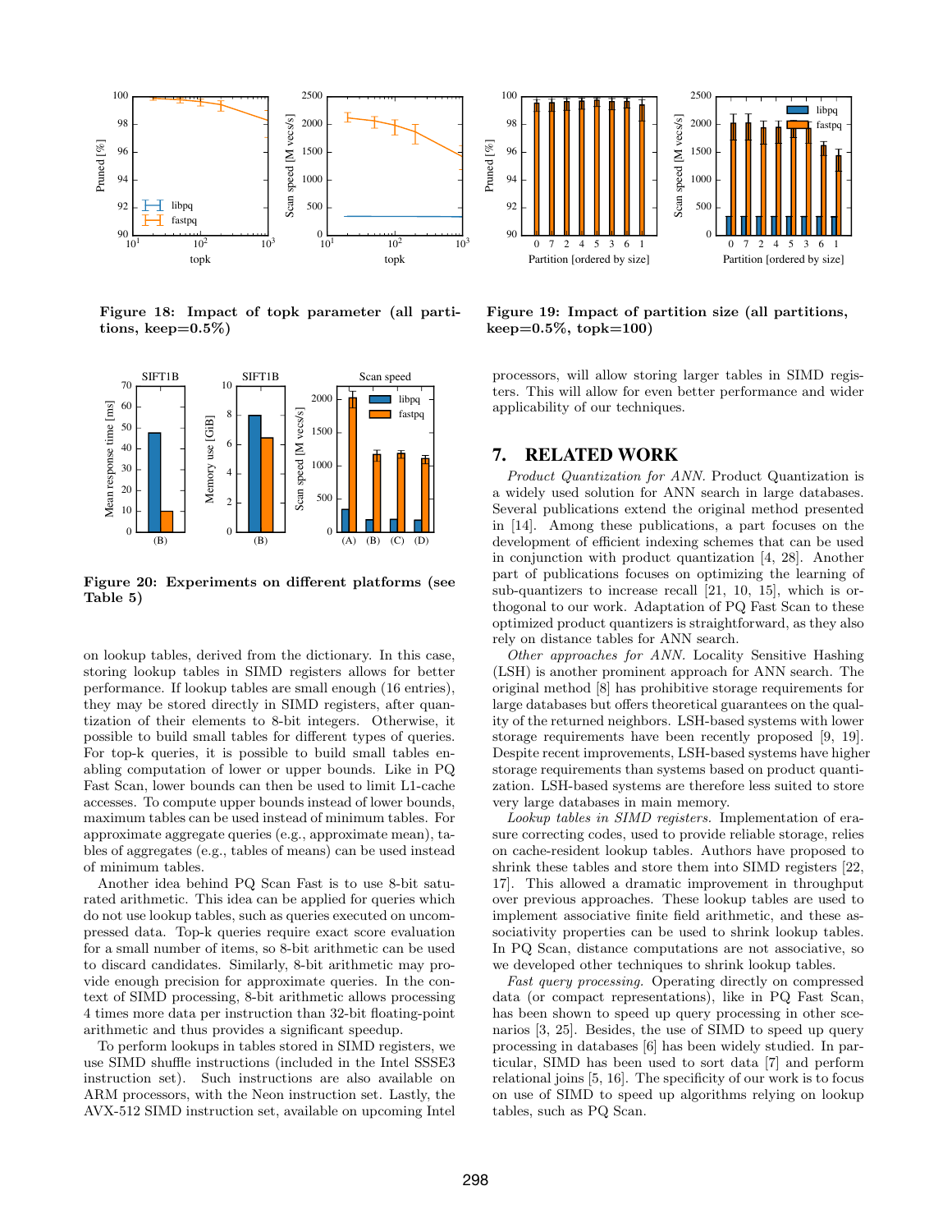Figure 18: Impact of topk parameter (all partitions, keep=0.5%)

Figure 19: Impact of partition size (all partitions, keep=0.5%, topk=100)

Figure 20: Experiments on different platforms (see Table 5)

on lookup tables, derived from the dictionary. In this case, storing lookup tables in SIMD registers allows for better performance. If lookup tables are small enough (16 entries), they may be stored directly in SIMD registers, after quantization of their elements to 8-bit integers. Otherwise, it possible to build small tables for different types of queries. For top-k queries, it is possible to build small tables enabling computation of lower or upper bounds. Like in PQ Fast Scan, lower bounds can then be used to limit L1-cache accesses. To compute upper bounds instead of lower bounds, maximum tables can be used instead of minimum tables. For approximate aggregate queries (e.g., approximate mean), tables of aggregates (e.g., tables of means) can be used instead of minimum tables.

Another idea behind PQ Scan Fast is to use 8-bit saturated arithmetic. This idea can be applied for queries which do not use lookup tables, such as queries executed on uncompressed data. Top-k queries require exact score evaluation for a small number of items, so 8-bit arithmetic can be used to discard candidates. Similarly, 8-bit arithmetic may provide enough precision for approximate queries. In the context of SIMD processing, 8-bit arithmetic allows processing 4 times more data per instruction than 32-bit floating-point arithmetic and thus provides a significant speedup.

To perform lookups in tables stored in SIMD registers, we use SIMD shuffle instructions (included in the Intel SSSE3 instruction set). Such instructions are also available on ARM processors, with the Neon instruction set. Lastly, the AVX-512 SIMD instruction set, available on upcoming Intel processors, will allow storing larger tables in SIMD registers. This will allow for even better performance and wider applicability of our techniques.

## 7. RELATED WORK

*Product Quantization for ANN.* Product Quantization is a widely used solution for ANN search in large databases. Several publications extend the original method presented in [14]. Among these publications, a part focuses on the development of efficient indexing schemes that can be used in conjunction with product quantization [4, 28]. Another part of publications focuses on optimizing the learning of sub-quantizers to increase recall [21, 10, 15], which is orthogonal to our work. Adaptation of PQ Fast Scan to these optimized product quantizers is straightforward, as they also rely on distance tables for ANN search.

*Other approaches for ANN.* Locality Sensitive Hashing (LSH) is another prominent approach for ANN search. The original method [8] has prohibitive storage requirements for large databases but offers theoretical guarantees on the quality of the returned neighbors. LSH-based systems with lower storage requirements have been recently proposed [9, 19]. Despite recent improvements, LSH-based systems have higher storage requirements than systems based on product quantization. LSH-based systems are therefore less suited to store very large databases in main memory.

*Lookup tables in SIMD registers.* Implementation of erasure correcting codes, used to provide reliable storage, relies on cache-resident lookup tables. Authors have proposed to shrink these tables and store them into SIMD registers [22, 17]. This allowed a dramatic improvement in throughput over previous approaches. These lookup tables are used to implement associative finite field arithmetic, and these associativity properties can be used to shrink lookup tables. In PQ Scan, distance computations are not associative, so we developed other techniques to shrink lookup tables.

*Fast query processing.* Operating directly on compressed data (or compact representations), like in PQ Fast Scan, has been shown to speed up query processing in other scenarios [3, 25]. Besides, the use of SIMD to speed up query processing in databases [6] has been widely studied. In particular, SIMD has been used to sort data [7] and perform relational joins [5, 16]. The specificity of our work is to focus on use of SIMD to speed up algorithms relying on lookup tables, such as PQ Scan.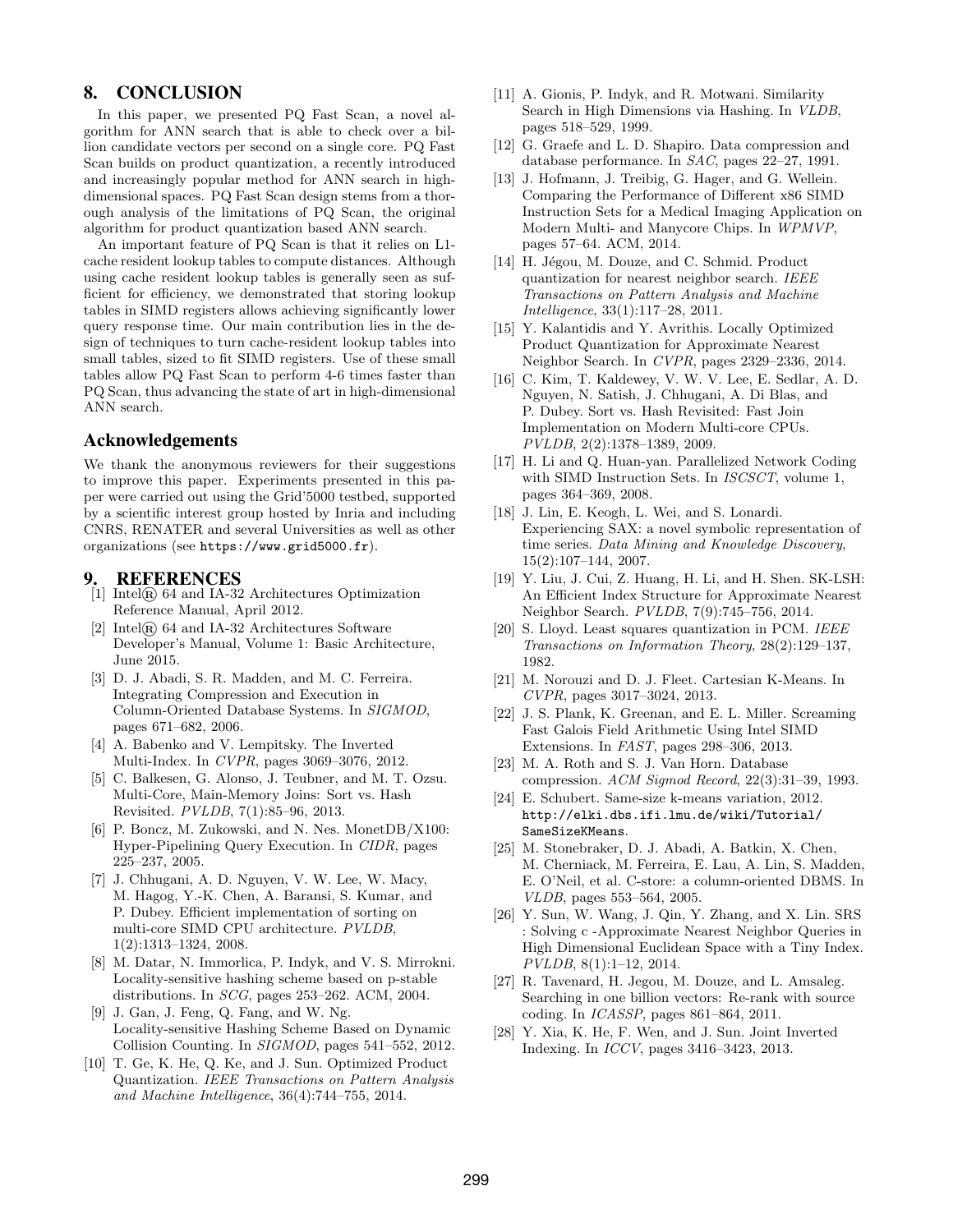## 8. CONCLUSION

In this paper, we presented PQ Fast Scan, a novel algorithm for ANN search that is able to check over a billion candidate vectors per second on a single core. PQ Fast Scan builds on product quantization, a recently introduced and increasingly popular method for ANN search in high-dimensional spaces. PQ Fast Scan design stems from a thorough analysis of the limitations of PQ Scan, the original algorithm for product quantization based ANN search.

An important feature of PQ Scan is that it relies on L1-cache resident lookup tables to compute distances. Although using cache resident lookup tables is generally seen as sufficient for efficiency, we demonstrated that storing lookup tables in SIMD registers allows achieving significantly lower query response time. Our main contribution lies in the design of techniques to turn cache-resident lookup tables into small tables, sized to fit SIMD registers. Use of these small tables allow PQ Fast Scan to perform 4-6 times faster than PQ Scan, thus advancing the state of art in high-dimensional ANN search.

## Acknowledgements

We thank the anonymous reviewers for their suggestions to improve this paper. Experiments presented in this paper were carried out using the Grid'5000 testbed, supported by a scientific interest group hosted by Inria and including CNRS, RENATER and several Universities as well as other organizations (see https://www.grid5000.fr).

## 9. REFERENCES

[1] Intel® 64 and IA-32 Architectures Optimization Reference Manual, April 2012.

[2] Intel® 64 and IA-32 Architectures Software Developer's Manual, Volume 1: Basic Architecture, June 2015.

[3] D. J. Abadi, S. R. Madden, and M. C. Ferreira. Integrating Compression and Execution in Column-Oriented Database Systems. In *SIGMOD*, pages 671–682, 2006.

[4] A. Babenko and V. Lempitsky. The Inverted Multi-Index. In *CVPR*, pages 3069–3076, 2012.

[5] C. Balkesen, G. Alonso, J. Teubner, and M. T. Ozsu. Multi-Core, Main-Memory Joins: Sort vs. Hash Revisited. *PVLDB*, 7(1):85–96, 2013.

[6] P. Boncz, M. Zukowski, and N. Nes. MonetDB/X100: Hyper-Pipelining Query Execution. In *CIDR*, pages 225–237, 2005.

[7] J. Chhugani, A. D. Nguyen, V. W. Lee, W. Macy, M. Hagog, Y.-K. Chen, A. Baransi, S. Kumar, and P. Dubey. Efficient implementation of sorting on multi-core SIMD CPU architecture. *PVLDB*, 1(2):1313–1324, 2008.

[8] M. Datar, N. Immorlica, P. Indyk, and V. S. Mirrokni. Locality-sensitive hashing scheme based on p-stable distributions. In *SCG*, pages 253–262. ACM, 2004.

[9] J. Gan, J. Feng, Q. Fang, and W. Ng. Locality-sensitive Hashing Scheme Based on Dynamic Collision Counting. In *SIGMOD*, pages 541–552, 2012.

[10] T. Ge, K. He, Q. Ke, and J. Sun. Optimized Product Quantization. *IEEE Transactions on Pattern Analysis and Machine Intelligence*, 36(4):744–755, 2014.

[11] A. Gionis, P. Indyk, and R. Motwani. Similarity Search in High Dimensions via Hashing. In *VLDB*, pages 518–529, 1999.

[12] G. Graefe and L. D. Shapiro. Data compression and database performance. In *SAC*, pages 22–27, 1991.

[13] J. Hofmann, J. Treibig, G. Hager, and G. Wellein. Comparing the Performance of Different x86 SIMD Instruction Sets for a Medical Imaging Application on Modern Multi- and Manycore Chips. In *WPMVP*, pages 57–64. ACM, 2014.

[14] H. Jégou, M. Douze, and C. Schmid. Product quantization for nearest neighbor search. *IEEE Transactions on Pattern Analysis and Machine Intelligence*, 33(1):117–28, 2011.

[15] Y. Kalantidis and Y. Avrithis. Locally Optimized Product Quantization for Approximate Nearest Neighbor Search. In *CVPR*, pages 2329–2336, 2014.

[16] C. Kim, T. Kaldewey, V. W. V. Lee, E. Sedlar, A. D. Nguyen, N. Satish, J. Chhugani, A. Di Blas, and P. Dubey. Sort vs. Hash Revisited: Fast Join Implementation on Modern Multi-core CPUs. *PVLDB*, 2(2):1378–1389, 2009.

[17] H. Li and Q. Huan-yan. Parallelized Network Coding with SIMD Instruction Sets. In *ISCSCT*, volume 1, pages 364–369, 2008.

[18] J. Lin, E. Keogh, L. Wei, and S. Lonardi. Experiencing SAX: a novel symbolic representation of time series. *Data Mining and Knowledge Discovery*, 15(2):107–144, 2007.

[19] Y. Liu, J. Cui, Z. Huang, H. Li, and H. Shen. SK-LSH: An Efficient Index Structure for Approximate Nearest Neighbor Search. *PVLDB*, 7(9):745–756, 2014.

[20] S. Lloyd. Least squares quantization in PCM. *IEEE Transactions on Information Theory*, 28(2):129–137, 1982.

[21] M. Norouzi and D. J. Fleet. Cartesian K-Means. In *CVPR*, pages 3017–3024, 2013.

[22] J. S. Plank, K. Greenan, and E. L. Miller. Screaming Fast Galois Field Arithmetic Using Intel SIMD Extensions. In *FAST*, pages 298–306, 2013.

[23] M. A. Roth and S. J. Van Horn. Database compression. *ACM Sigmod Record*, 22(3):31–39, 1993.

[24] E. Schubert. Same-size k-means variation, 2012. http://elki.dbs.ifi.lmu.de/wiki/Tutorial/SameSizeKMeans.

[25] M. Stonebraker, D. J. Abadi, A. Batkin, X. Chen, M. Cherniack, M. Ferreira, E. Lau, A. Lin, S. Madden, E. O'Neil, et al. C-store: a column-oriented DBMS. In *VLDB*, pages 553–564, 2005.

[26] Y. Sun, W. Wang, J. Qin, Y. Zhang, and X. Lin. SRS : Solving c -Approximate Nearest Neighbor Queries in High Dimensional Euclidean Space with a Tiny Index. *PVLDB*, 8(1):1–12, 2014.

[27] R. Tavenard, H. Jegou, M. Douze, and L. Amsaleg. Searching in one billion vectors: Re-rank with source coding. In *ICASSP*, pages 861–864, 2011.

[28] Y. Xia, K. He, F. Wen, and J. Sun. Joint Inverted Indexing. In *ICCV*, pages 3416–3423, 2013.